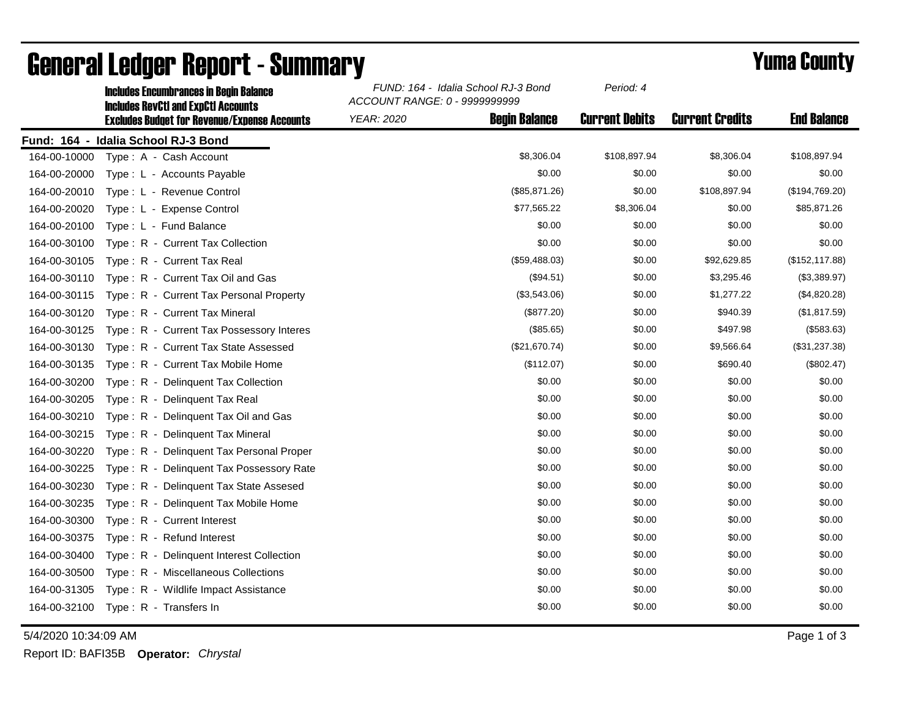# General Ledger Report - Summary

## Yuma County

**Includes Encumbrances in Begin Balance**
**Includes RevCtl and ExpCtl Accounts**
**Excludes Budget for Revenue/Expense Accounts**

*FUND: 164 - Idalia School RJ-3 Bond*
*ACCOUNT RANGE: 0 - 9999999999*
*YEAR: 2020*
*Period: 4*

**Fund: 164 - Idalia School RJ-3 Bond**

| Account | Description | Begin Balance | Current Debits | Current Credits | End Balance |
|---|---|---|---|---|---|
| 164-00-10000 | Type : A - Cash Account | $8,306.04 | $108,897.94 | $8,306.04 | $108,897.94 |
| 164-00-20000 | Type : L - Accounts Payable | $0.00 | $0.00 | $0.00 | $0.00 |
| 164-00-20010 | Type : L - Revenue Control | ($85,871.26) | $0.00 | $108,897.94 | ($194,769.20) |
| 164-00-20020 | Type : L - Expense Control | $77,565.22 | $8,306.04 | $0.00 | $85,871.26 |
| 164-00-20100 | Type : L - Fund Balance | $0.00 | $0.00 | $0.00 | $0.00 |
| 164-00-30100 | Type : R - Current Tax Collection | $0.00 | $0.00 | $0.00 | $0.00 |
| 164-00-30105 | Type : R - Current Tax Real | ($59,488.03) | $0.00 | $92,629.85 | ($152,117.88) |
| 164-00-30110 | Type : R - Current Tax Oil and Gas | ($94.51) | $0.00 | $3,295.46 | ($3,389.97) |
| 164-00-30115 | Type : R - Current Tax Personal Property | ($3,543.06) | $0.00 | $1,277.22 | ($4,820.28) |
| 164-00-30120 | Type : R - Current Tax Mineral | ($877.20) | $0.00 | $940.39 | ($1,817.59) |
| 164-00-30125 | Type : R - Current Tax Possessory Interes | ($85.65) | $0.00 | $497.98 | ($583.63) |
| 164-00-30130 | Type : R - Current Tax State Assessed | ($21,670.74) | $0.00 | $9,566.64 | ($31,237.38) |
| 164-00-30135 | Type : R - Current Tax Mobile Home | ($112.07) | $0.00 | $690.40 | ($802.47) |
| 164-00-30200 | Type : R - Delinquent Tax Collection | $0.00 | $0.00 | $0.00 | $0.00 |
| 164-00-30205 | Type : R - Delinquent Tax Real | $0.00 | $0.00 | $0.00 | $0.00 |
| 164-00-30210 | Type : R - Delinquent Tax Oil and Gas | $0.00 | $0.00 | $0.00 | $0.00 |
| 164-00-30215 | Type : R - Delinquent Tax Mineral | $0.00 | $0.00 | $0.00 | $0.00 |
| 164-00-30220 | Type : R - Delinquent Tax Personal Proper | $0.00 | $0.00 | $0.00 | $0.00 |
| 164-00-30225 | Type : R - Delinquent Tax Possessory Rate | $0.00 | $0.00 | $0.00 | $0.00 |
| 164-00-30230 | Type : R - Delinquent Tax State Assesed | $0.00 | $0.00 | $0.00 | $0.00 |
| 164-00-30235 | Type : R - Delinquent Tax Mobile Home | $0.00 | $0.00 | $0.00 | $0.00 |
| 164-00-30300 | Type : R - Current Interest | $0.00 | $0.00 | $0.00 | $0.00 |
| 164-00-30375 | Type : R - Refund Interest | $0.00 | $0.00 | $0.00 | $0.00 |
| 164-00-30400 | Type : R - Delinquent Interest Collection | $0.00 | $0.00 | $0.00 | $0.00 |
| 164-00-30500 | Type : R - Miscellaneous Collections | $0.00 | $0.00 | $0.00 | $0.00 |
| 164-00-31305 | Type : R - Wildlife Impact Assistance | $0.00 | $0.00 | $0.00 | $0.00 |
| 164-00-32100 | Type : R - Transfers In | $0.00 | $0.00 | $0.00 | $0.00 |

5/4/2020 10:34:09 AM

Report ID: BAFI35B **Operator:** *Chrystal*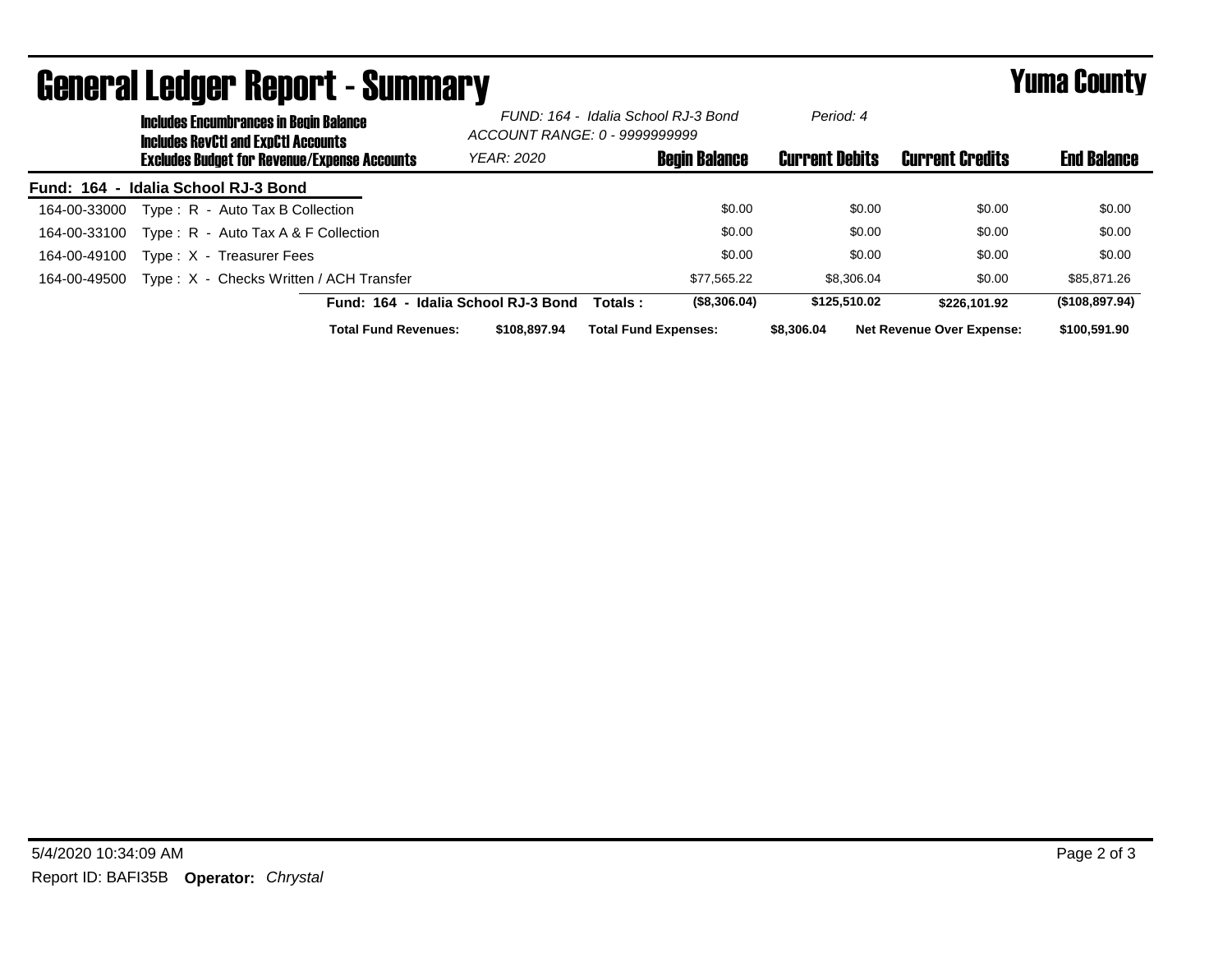# General Ledger Report - Summary

## Yuma County

**Includes Encumbrances in Begin Balance**
**Includes RevCtl and ExpCtl Accounts**
**Excludes Budget for Revenue/Expense Accounts**

*FUND: 164 - Idalia School RJ-3 Bond*
*ACCOUNT RANGE: 0 - 9999999999*
*YEAR: 2020*
*Period: 4*

**Fund: 164 - Idalia School RJ-3 Bond**

| Account | Description | Begin Balance | Current Debits | Current Credits | End Balance |
|---|---|---|---|---|---|
| 164-00-33000 | Type : R - Auto Tax B Collection | $0.00 | $0.00 | $0.00 | $0.00 |
| 164-00-33100 | Type : R - Auto Tax A & F Collection | $0.00 | $0.00 | $0.00 | $0.00 |
| 164-00-49100 | Type : X - Treasurer Fees | $0.00 | $0.00 | $0.00 | $0.00 |
| 164-00-49500 | Type : X - Checks Written / ACH Transfer | $77,565.22 | $8,306.04 | $0.00 | $85,871.26 |
| | **Fund: 164 - Idalia School RJ-3 Bond Totals :** | **($8,306.04)** | **$125,510.02** | **$226,101.92** | **($108,897.94)** |

**Total Fund Revenues:** $108,897.94 **Total Fund Expenses:** $8,306.04 **Net Revenue Over Expense:** $100,591.90

5/4/2020 10:34:09 AM

Report ID: BAFI35B **Operator:** *Chrystal*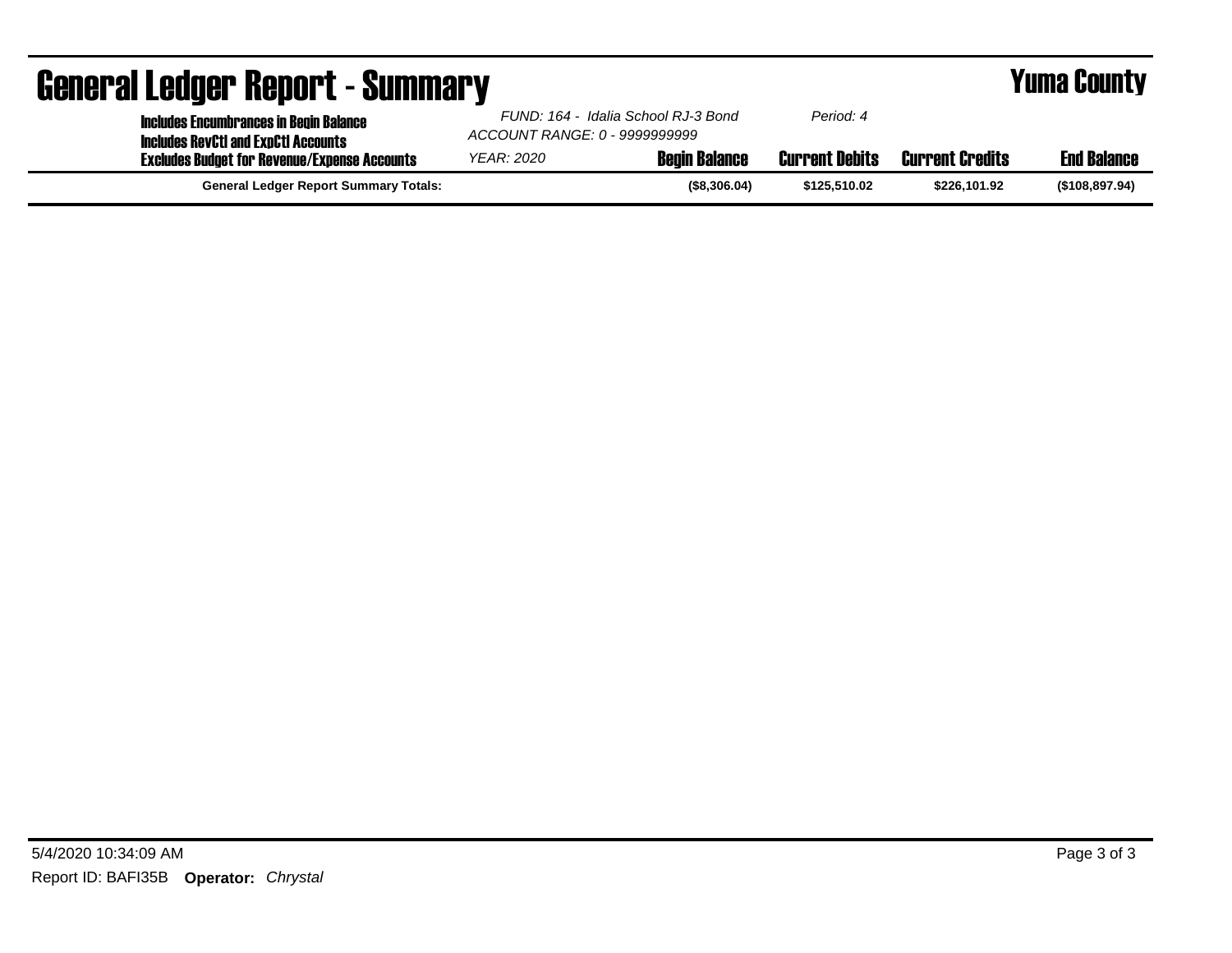# General Ledger Report - Summary

**Yuma County**

**Includes Encumbrances in Begin Balance**
**Includes RevCtl and ExpCtl Accounts**
**Excludes Budget for Revenue/Expense Accounts**

*FUND: 164 - Idalia School RJ-3 Bond*
*ACCOUNT RANGE: 0 - 9999999999*
*YEAR: 2020*
*Period: 4*

| | Begin Balance | Current Debits | Current Credits | End Balance |
|---|---|---|---|---|
| **General Ledger Report Summary Totals:** | **($8,306.04)** | **$125,510.02** | **$226,101.92** | **($108,897.94)** |

5/4/2020 10:34:09 AM

Report ID: BAFI35B **Operator:** *Chrystal*